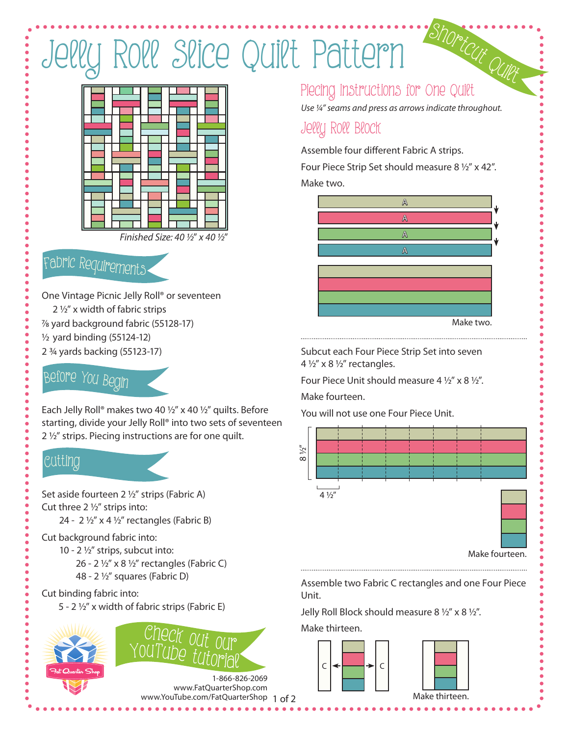# Jelly Roll Slice Quilt Pattern

Shortcut Quilt

*Finished Size: 40 ½" x 40 ½"*

## Fabric Requirements

One Vintage Picnic Jelly Roll® or seventeen 2 ½" x width of fabric strips
⅞ yard background fabric (55128-17)
½ yard binding (55124-12)
2 ¾ yards backing (55123-17)

## Before You Begin

Each Jelly Roll® makes two 40 ½" x 40 ½" quilts. Before starting, divide your Jelly Roll® into two sets of seventeen 2 ½" strips. Piecing instructions are for one quilt.

## Cutting

Set aside fourteen 2 ½" strips (Fabric A)
Cut three 2 ½" strips into:
- 24 - 2 ½" x 4 ½" rectangles (Fabric B)

Cut background fabric into:
- 10 - 2 ½" strips, subcut into:
  - 26 - 2 ½" x 8 ½" rectangles (Fabric C)
  - 48 - 2 ½" squares (Fabric D)

Cut binding fabric into:
- 5 - 2 ½" x width of fabric strips (Fabric E)

Check out our YouTube tutorial

1-866-826-2069
www.FatQuarterShop.com
www.YouTube.com/FatQuarterShop

## Piecing Instructions for One Quilt

*Use ¼" seams and press as arrows indicate throughout.*

### Jelly Roll Block

Assemble four different Fabric A strips.

Four Piece Strip Set should measure 8 ½" x 42".

Make two.

A
A
A
A

Make two.

Subcut each Four Piece Strip Set into seven 4 ½" x 8 ½" rectangles.

Four Piece Unit should measure 4 ½" x 8 ½".

Make fourteen.

You will not use one Four Piece Unit.

8 ½"
4 ½"

Make fourteen.

Assemble two Fabric C rectangles and one Four Piece Unit.

Jelly Roll Block should measure 8 ½" x 8 ½".

Make thirteen.

C C

Make thirteen.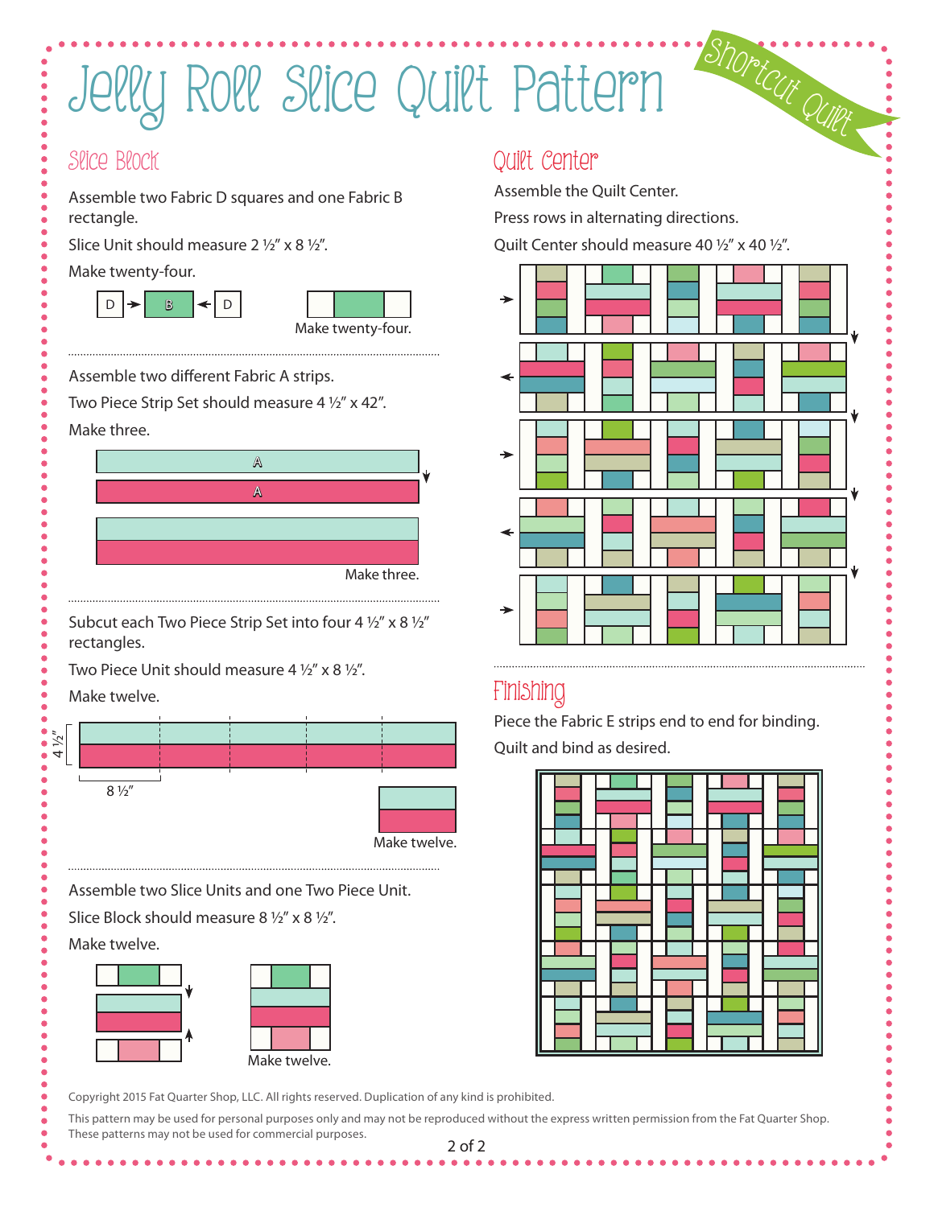# Jelly Roll Slice Quilt Pattern

Shortcut Quilt

## Slice Block

Assemble two Fabric D squares and one Fabric B rectangle.

Slice Unit should measure 2 ½" x 8 ½".

Make twenty-four.

D B D

Make twenty-four.

Assemble two different Fabric A strips.

Two Piece Strip Set should measure 4 ½" x 42".

Make three.

A

A

Make three.

Subcut each Two Piece Strip Set into four 4 ½" x 8 ½" rectangles.

Two Piece Unit should measure 4 ½" x 8 ½".

Make twelve.

4 ½"

8 ½"

Make twelve.

Assemble two Slice Units and one Two Piece Unit.

Slice Block should measure 8 ½" x 8 ½".

Make twelve.

Make twelve.

## Quilt Center

Assemble the Quilt Center.

Press rows in alternating directions.

Quilt Center should measure 40 ½" x 40 ½".

## Finishing

Piece the Fabric E strips end to end for binding.

Quilt and bind as desired.

Copyright 2015 Fat Quarter Shop, LLC. All rights reserved. Duplication of any kind is prohibited.

This pattern may be used for personal purposes only and may not be reproduced without the express written permission from the Fat Quarter Shop. These patterns may not be used for commercial purposes.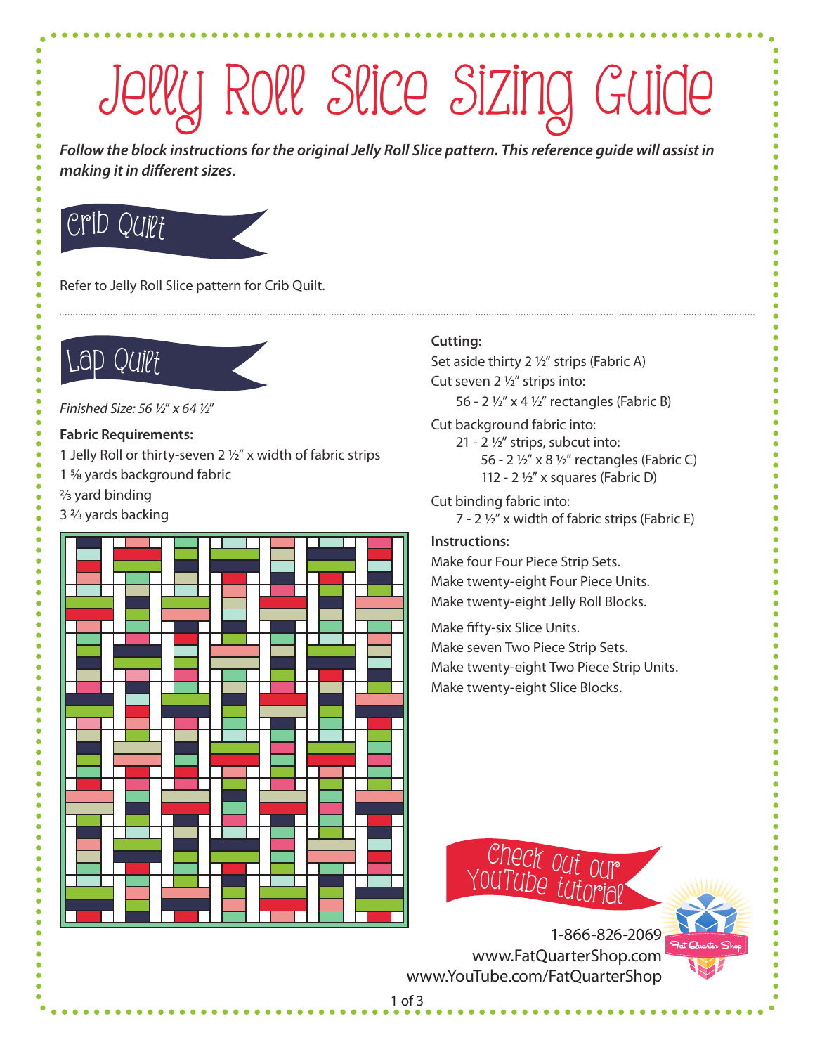# Jelly Roll Slice Sizing Guide

***Follow the block instructions for the original Jelly Roll Slice pattern. This reference guide will assist in making it in different sizes.***

## Crib Quilt

Refer to Jelly Roll Slice pattern for Crib Quilt.

## Lap Quilt

*Finished Size: 56 ½" x 64 ½"*

**Fabric Requirements:**

1 Jelly Roll or thirty-seven 2 ½" x width of fabric strips
1 ⅝ yards background fabric
⅔ yard binding
3 ⅔ yards backing

**Cutting:**

Set aside thirty 2 ½" strips (Fabric A)

Cut seven 2 ½" strips into:
- 56 - 2 ½" x 4 ½" rectangles (Fabric B)

Cut background fabric into:
- 21 - 2 ½" strips, subcut into:
  - 56 - 2 ½" x 8 ½" rectangles (Fabric C)
  - 112 - 2 ½" x squares (Fabric D)

Cut binding fabric into:
- 7 - 2 ½" x width of fabric strips (Fabric E)

**Instructions:**

Make four Four Piece Strip Sets.
Make twenty-eight Four Piece Units.
Make twenty-eight Jelly Roll Blocks.

Make fifty-six Slice Units.
Make seven Two Piece Strip Sets.
Make twenty-eight Two Piece Strip Units.
Make twenty-eight Slice Blocks.

Check out our YouTube tutorial

1-866-826-2069
www.FatQuarterShop.com
www.YouTube.com/FatQuarterShop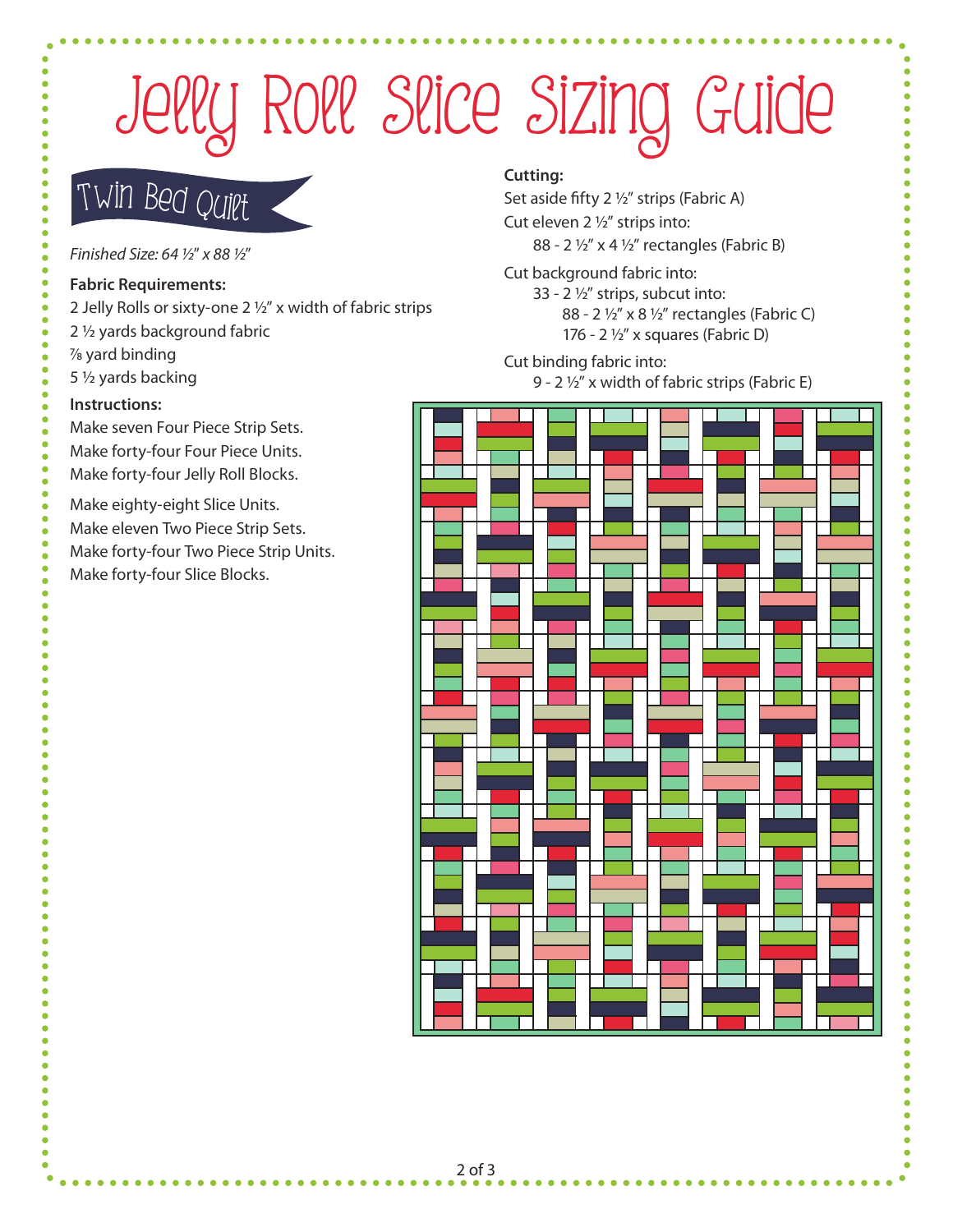# Jelly Roll Slice Sizing Guide

## Twin Bed Quilt

*Finished Size: 64 ½" x 88 ½"*

**Fabric Requirements:**

2 Jelly Rolls or sixty-one 2 ½" x width of fabric strips
2 ½ yards background fabric
⅞ yard binding
5 ½ yards backing

**Instructions:**

Make seven Four Piece Strip Sets.
Make forty-four Four Piece Units.
Make forty-four Jelly Roll Blocks.

Make eighty-eight Slice Units.
Make eleven Two Piece Strip Sets.
Make forty-four Two Piece Strip Units.
Make forty-four Slice Blocks.

**Cutting:**

Set aside fifty 2 ½" strips (Fabric A)

Cut eleven 2 ½" strips into:
- 88 - 2 ½" x 4 ½" rectangles (Fabric B)

Cut background fabric into:
- 33 - 2 ½" strips, subcut into:
  - 88 - 2 ½" x 8 ½" rectangles (Fabric C)
  - 176 - 2 ½" x squares (Fabric D)

Cut binding fabric into:
- 9 - 2 ½" x width of fabric strips (Fabric E)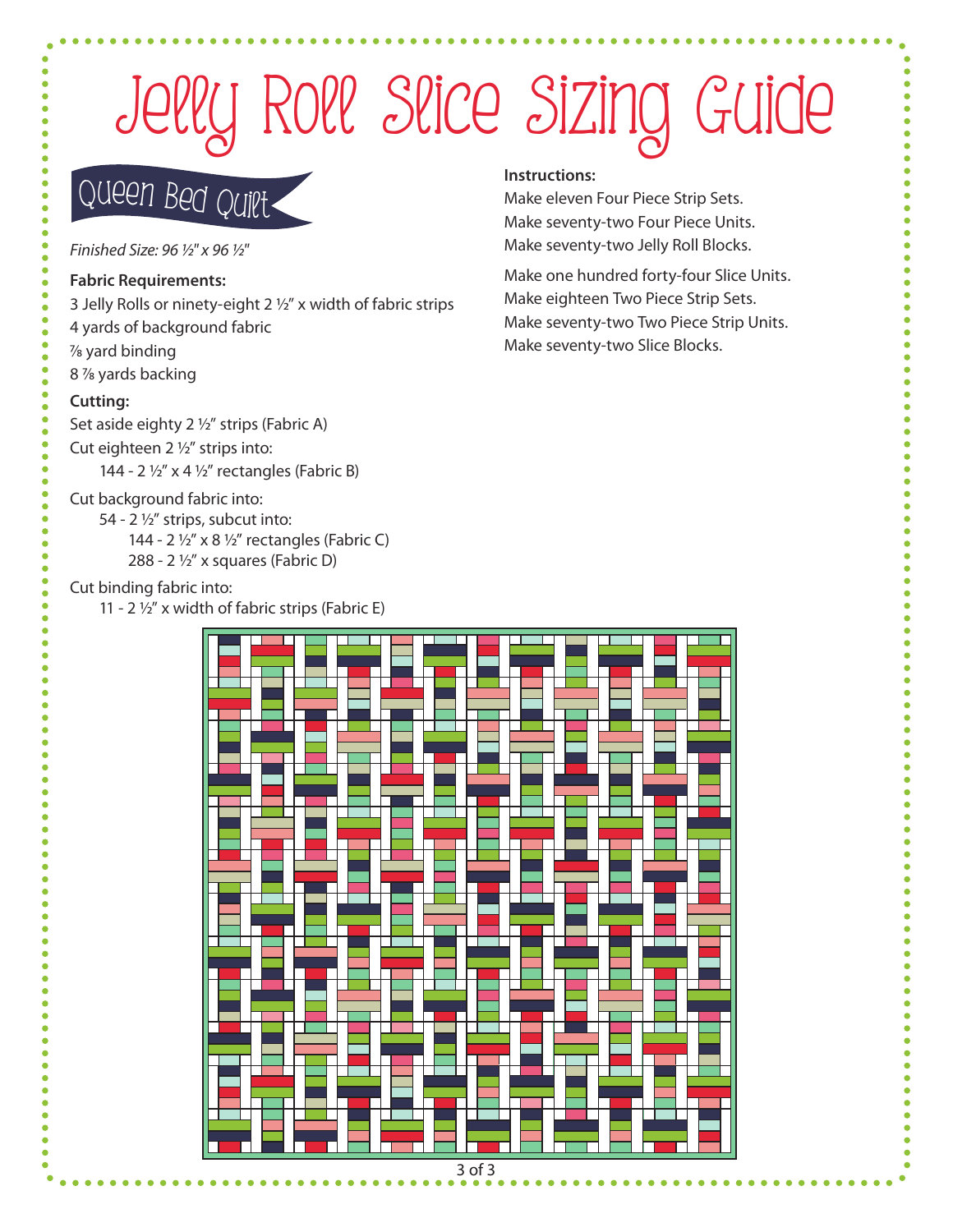# Jelly Roll Slice Sizing Guide

## Queen Bed Quilt

*Finished Size: 96 ½" x 96 ½"*

**Fabric Requirements:**

3 Jelly Rolls or ninety-eight 2 ½" x width of fabric strips
4 yards of background fabric
⅞ yard binding
8 ⅞ yards backing

**Cutting:**

Set aside eighty 2 ½" strips (Fabric A)

Cut eighteen 2 ½" strips into:
- 144 - 2 ½" x 4 ½" rectangles (Fabric B)

Cut background fabric into:
- 54 - 2 ½" strips, subcut into:
  - 144 - 2 ½" x 8 ½" rectangles (Fabric C)
  - 288 - 2 ½" x squares (Fabric D)

Cut binding fabric into:
- 11 - 2 ½" x width of fabric strips (Fabric E)

**Instructions:**

Make eleven Four Piece Strip Sets.
Make seventy-two Four Piece Units.
Make seventy-two Jelly Roll Blocks.

Make one hundred forty-four Slice Units.
Make eighteen Two Piece Strip Sets.
Make seventy-two Two Piece Strip Units.
Make seventy-two Slice Blocks.